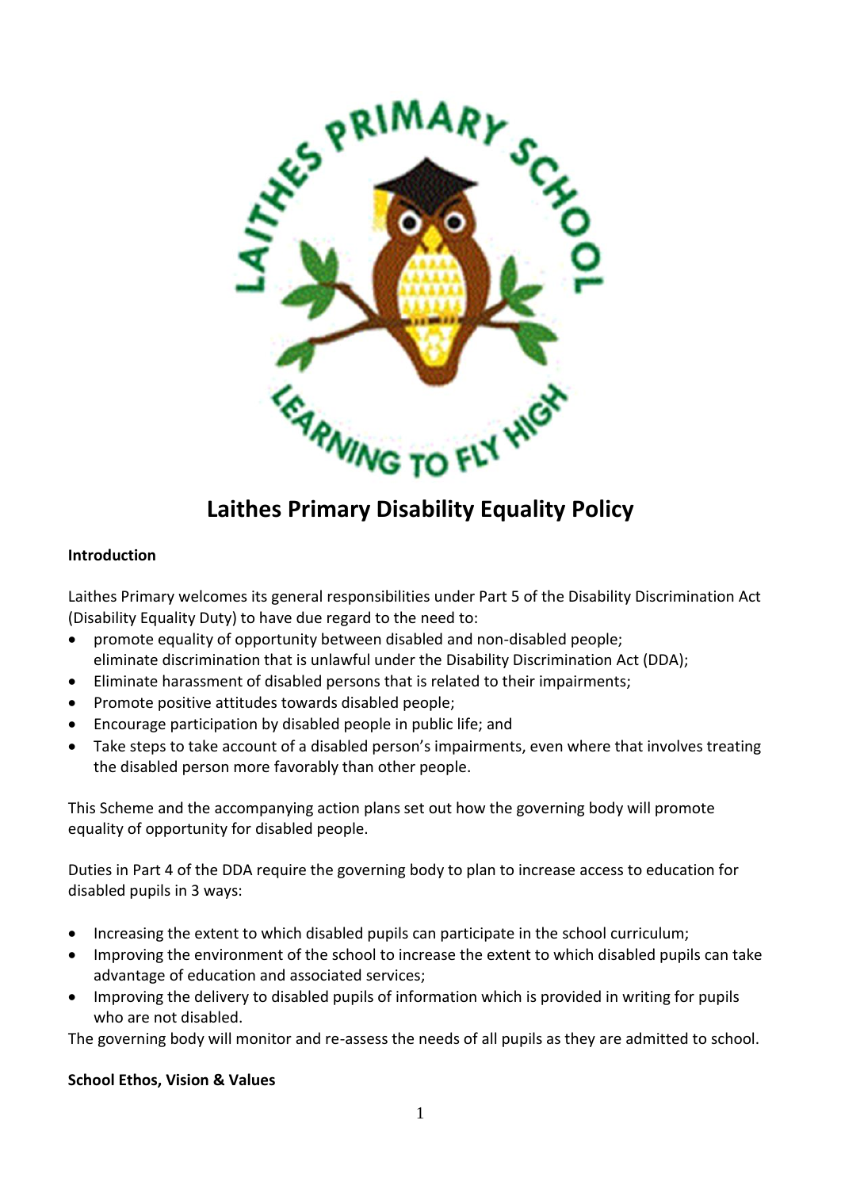# Laithes Primary Disability Equality Policy

**Introduction**

Laithes Primary welcomes its general responsibilities under Part 5 of the Disability Discrimination Act (Disability Equality Duty) to have due regard to the need to:

- promote equality of opportunity between disabled and non-disabled people; eliminate discrimination that is unlawful under the Disability Discrimination Act (DDA);
- Eliminate harassment of disabled persons that is related to their impairments;
- Promote positive attitudes towards disabled people;
- Encourage participation by disabled people in public life; and
- Take steps to take account of a disabled person's impairments, even where that involves treating the disabled person more favorably than other people.

This Scheme and the accompanying action plans set out how the governing body will promote equality of opportunity for disabled people.

Duties in Part 4 of the DDA require the governing body to plan to increase access to education for disabled pupils in 3 ways:

- Increasing the extent to which disabled pupils can participate in the school curriculum;
- Improving the environment of the school to increase the extent to which disabled pupils can take advantage of education and associated services;
- Improving the delivery to disabled pupils of information which is provided in writing for pupils who are not disabled.

The governing body will monitor and re-assess the needs of all pupils as they are admitted to school.

**School Ethos, Vision & Values**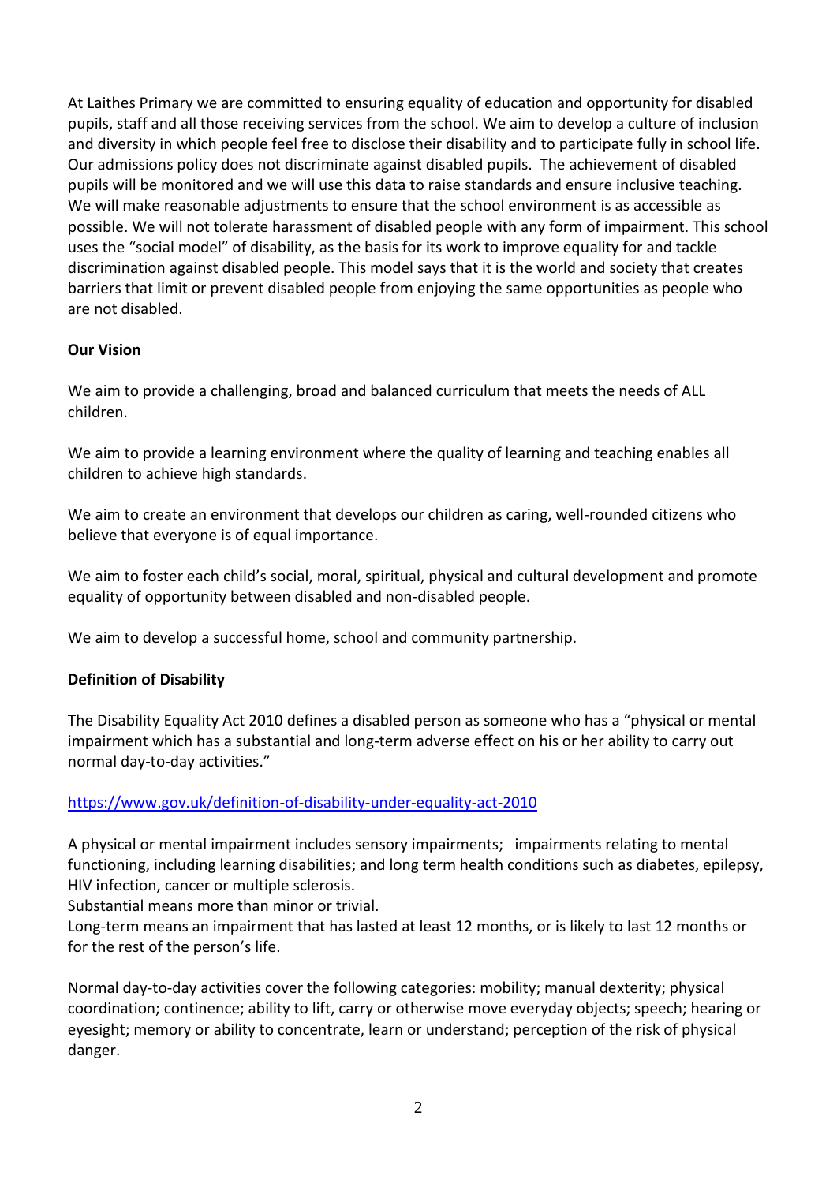At Laithes Primary we are committed to ensuring equality of education and opportunity for disabled pupils, staff and all those receiving services from the school. We aim to develop a culture of inclusion and diversity in which people feel free to disclose their disability and to participate fully in school life. Our admissions policy does not discriminate against disabled pupils. The achievement of disabled pupils will be monitored and we will use this data to raise standards and ensure inclusive teaching. We will make reasonable adjustments to ensure that the school environment is as accessible as possible. We will not tolerate harassment of disabled people with any form of impairment. This school uses the "social model" of disability, as the basis for its work to improve equality for and tackle discrimination against disabled people. This model says that it is the world and society that creates barriers that limit or prevent disabled people from enjoying the same opportunities as people who are not disabled.

**Our Vision**

We aim to provide a challenging, broad and balanced curriculum that meets the needs of ALL children.

We aim to provide a learning environment where the quality of learning and teaching enables all children to achieve high standards.

We aim to create an environment that develops our children as caring, well-rounded citizens who believe that everyone is of equal importance.

We aim to foster each child's social, moral, spiritual, physical and cultural development and promote equality of opportunity between disabled and non-disabled people.

We aim to develop a successful home, school and community partnership.

**Definition of Disability**

The Disability Equality Act 2010 defines a disabled person as someone who has a "physical or mental impairment which has a substantial and long-term adverse effect on his or her ability to carry out normal day-to-day activities."

https://www.gov.uk/definition-of-disability-under-equality-act-2010

A physical or mental impairment includes sensory impairments; impairments relating to mental functioning, including learning disabilities; and long term health conditions such as diabetes, epilepsy, HIV infection, cancer or multiple sclerosis.
Substantial means more than minor or trivial.
Long-term means an impairment that has lasted at least 12 months, or is likely to last 12 months or for the rest of the person's life.

Normal day-to-day activities cover the following categories: mobility; manual dexterity; physical coordination; continence; ability to lift, carry or otherwise move everyday objects; speech; hearing or eyesight; memory or ability to concentrate, learn or understand; perception of the risk of physical danger.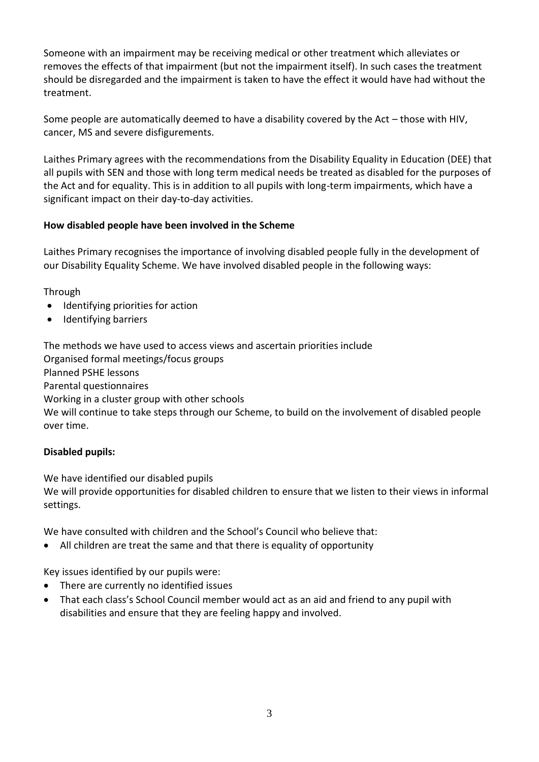Someone with an impairment may be receiving medical or other treatment which alleviates or removes the effects of that impairment (but not the impairment itself). In such cases the treatment should be disregarded and the impairment is taken to have the effect it would have had without the treatment.

Some people are automatically deemed to have a disability covered by the Act – those with HIV, cancer, MS and severe disfigurements.

Laithes Primary agrees with the recommendations from the Disability Equality in Education (DEE) that all pupils with SEN and those with long term medical needs be treated as disabled for the purposes of the Act and for equality. This is in addition to all pupils with long-term impairments, which have a significant impact on their day-to-day activities.

**How disabled people have been involved in the Scheme**

Laithes Primary recognises the importance of involving disabled people fully in the development of our Disability Equality Scheme. We have involved disabled people in the following ways:

Through

- Identifying priorities for action
- Identifying barriers

The methods we have used to access views and ascertain priorities include
Organised formal meetings/focus groups
Planned PSHE lessons
Parental questionnaires
Working in a cluster group with other schools
We will continue to take steps through our Scheme, to build on the involvement of disabled people over time.

**Disabled pupils:**

We have identified our disabled pupils
We will provide opportunities for disabled children to ensure that we listen to their views in informal settings.

We have consulted with children and the School's Council who believe that:

- All children are treat the same and that there is equality of opportunity

Key issues identified by our pupils were:

- There are currently no identified issues
- That each class's School Council member would act as an aid and friend to any pupil with disabilities and ensure that they are feeling happy and involved.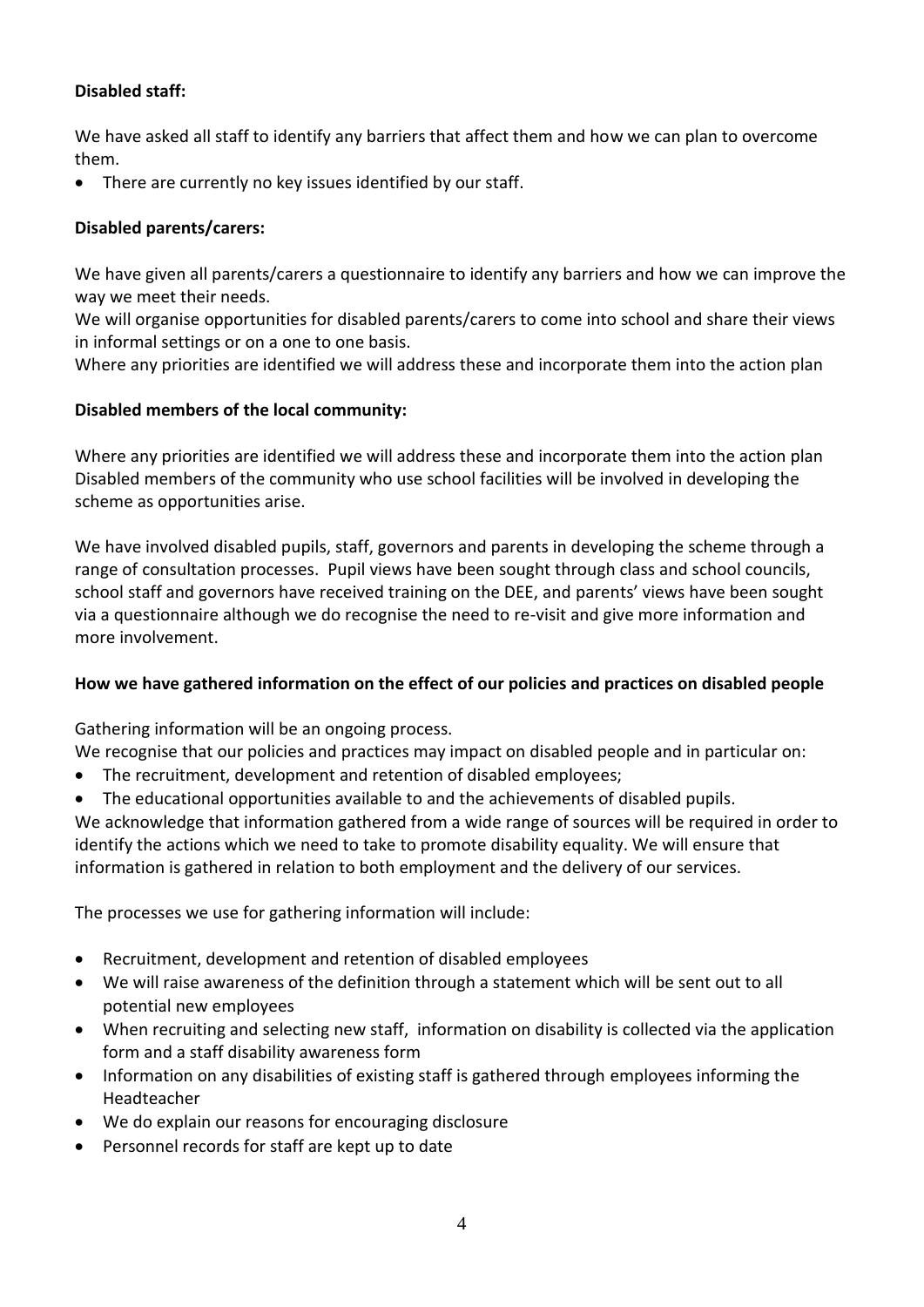**Disabled staff:**

We have asked all staff to identify any barriers that affect them and how we can plan to overcome them.

- There are currently no key issues identified by our staff.

**Disabled parents/carers:**

We have given all parents/carers a questionnaire to identify any barriers and how we can improve the way we meet their needs.
We will organise opportunities for disabled parents/carers to come into school and share their views in informal settings or on a one to one basis.
Where any priorities are identified we will address these and incorporate them into the action plan

**Disabled members of the local community:**

Where any priorities are identified we will address these and incorporate them into the action plan
Disabled members of the community who use school facilities will be involved in developing the scheme as opportunities arise.

We have involved disabled pupils, staff, governors and parents in developing the scheme through a range of consultation processes. Pupil views have been sought through class and school councils, school staff and governors have received training on the DEE, and parents' views have been sought via a questionnaire although we do recognise the need to re-visit and give more information and more involvement.

**How we have gathered information on the effect of our policies and practices on disabled people**

Gathering information will be an ongoing process.
We recognise that our policies and practices may impact on disabled people and in particular on:

- The recruitment, development and retention of disabled employees;
- The educational opportunities available to and the achievements of disabled pupils.

We acknowledge that information gathered from a wide range of sources will be required in order to identify the actions which we need to take to promote disability equality. We will ensure that information is gathered in relation to both employment and the delivery of our services.

The processes we use for gathering information will include:

- Recruitment, development and retention of disabled employees
- We will raise awareness of the definition through a statement which will be sent out to all potential new employees
- When recruiting and selecting new staff, information on disability is collected via the application form and a staff disability awareness form
- Information on any disabilities of existing staff is gathered through employees informing the Headteacher
- We do explain our reasons for encouraging disclosure
- Personnel records for staff are kept up to date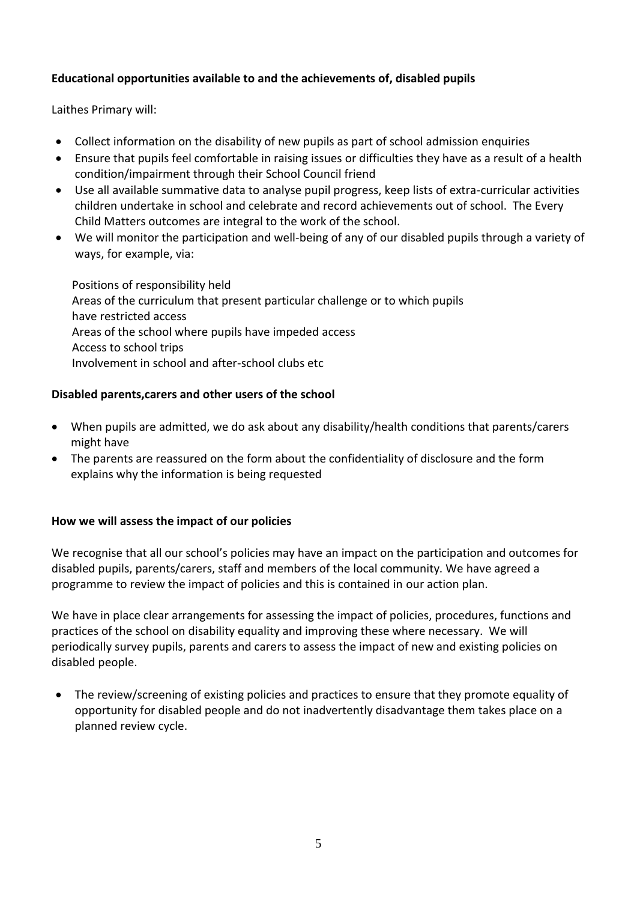**Educational opportunities available to and the achievements of, disabled pupils**

Laithes Primary will:

- Collect information on the disability of new pupils as part of school admission enquiries
- Ensure that pupils feel comfortable in raising issues or difficulties they have as a result of a health condition/impairment through their School Council friend
- Use all available summative data to analyse pupil progress, keep lists of extra-curricular activities children undertake in school and celebrate and record achievements out of school. The Every Child Matters outcomes are integral to the work of the school.
- We will monitor the participation and well-being of any of our disabled pupils through a variety of ways, for example, via:

  Positions of responsibility held
  Areas of the curriculum that present particular challenge or to which pupils have restricted access
  Areas of the school where pupils have impeded access
  Access to school trips
  Involvement in school and after-school clubs etc

**Disabled parents,carers and other users of the school**

- When pupils are admitted, we do ask about any disability/health conditions that parents/carers might have
- The parents are reassured on the form about the confidentiality of disclosure and the form explains why the information is being requested

**How we will assess the impact of our policies**

We recognise that all our school's policies may have an impact on the participation and outcomes for disabled pupils, parents/carers, staff and members of the local community. We have agreed a programme to review the impact of policies and this is contained in our action plan.

We have in place clear arrangements for assessing the impact of policies, procedures, functions and practices of the school on disability equality and improving these where necessary. We will periodically survey pupils, parents and carers to assess the impact of new and existing policies on disabled people.

- The review/screening of existing policies and practices to ensure that they promote equality of opportunity for disabled people and do not inadvertently disadvantage them takes place on a planned review cycle.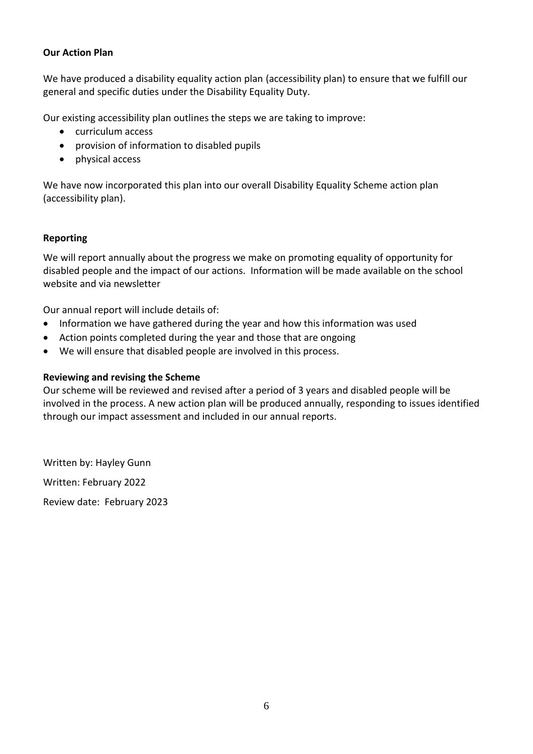**Our Action Plan**

We have produced a disability equality action plan (accessibility plan) to ensure that we fulfill our general and specific duties under the Disability Equality Duty.

Our existing accessibility plan outlines the steps we are taking to improve:

- curriculum access
- provision of information to disabled pupils
- physical access

We have now incorporated this plan into our overall Disability Equality Scheme action plan (accessibility plan).

**Reporting**

We will report annually about the progress we make on promoting equality of opportunity for disabled people and the impact of our actions. Information will be made available on the school website and via newsletter

Our annual report will include details of:

- Information we have gathered during the year and how this information was used
- Action points completed during the year and those that are ongoing
- We will ensure that disabled people are involved in this process.

**Reviewing and revising the Scheme**

Our scheme will be reviewed and revised after a period of 3 years and disabled people will be involved in the process. A new action plan will be produced annually, responding to issues identified through our impact assessment and included in our annual reports.

Written by: Hayley Gunn

Written: February 2022

Review date: February 2023